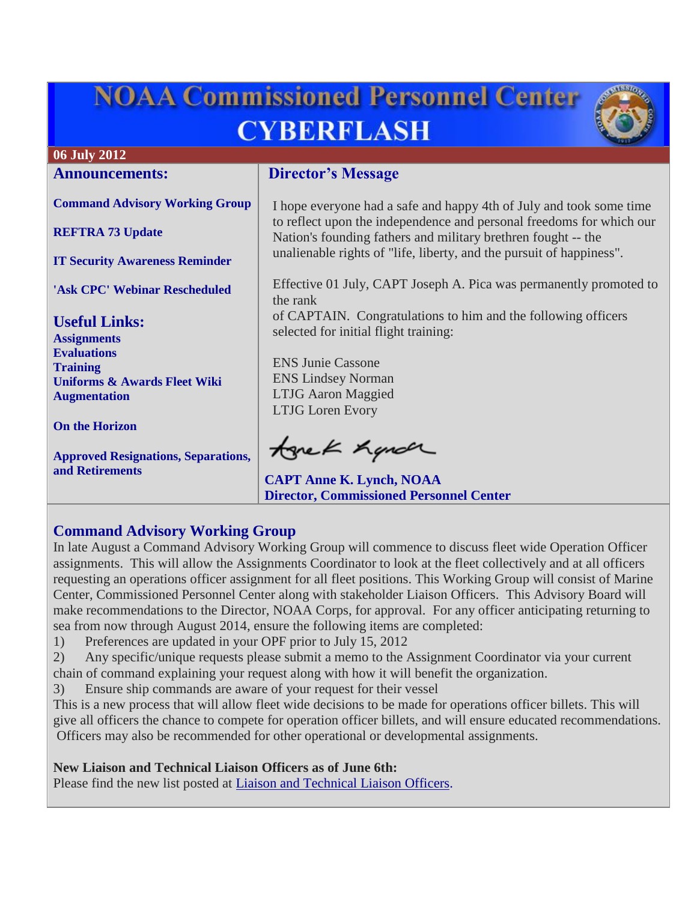# NOAA Commissioned Personnel Center CYBERFLASH

**06 July 2012**

## Announcements:

**Command Advisory Working Group**

**REFTRA 73 Update**

**IT Security Awareness Reminder**

**'Ask CPC' Webinar Rescheduled**

## Useful Links:

**Assignments**
**Evaluations**
**Training**
**Uniforms & Awards Fleet Wiki**
**Augmentation**

**On the Horizon**

**Approved Resignations, Separations, and Retirements**

## Director's Message

I hope everyone had a safe and happy 4th of July and took some time to reflect upon the independence and personal freedoms for which our Nation's founding fathers and military brethren fought -- the unalienable rights of "life, liberty, and the pursuit of happiness".

Effective 01 July, CAPT Joseph A. Pica was permanently promoted to the rank of CAPTAIN. Congratulations to him and the following officers selected for initial flight training:

ENS Junie Cassone
ENS Lindsey Norman
LTJG Aaron Maggied
LTJG Loren Evory

**CAPT Anne K. Lynch, NOAA**
**Director, Commissioned Personnel Center**

## Command Advisory Working Group

In late August a Command Advisory Working Group will commence to discuss fleet wide Operation Officer assignments. This will allow the Assignments Coordinator to look at the fleet collectively and at all officers requesting an operations officer assignment for all fleet positions. This Working Group will consist of Marine Center, Commissioned Personnel Center along with stakeholder Liaison Officers. This Advisory Board will make recommendations to the Director, NOAA Corps, for approval. For any officer anticipating returning to sea from now through August 2014, ensure the following items are completed:

1) Preferences are updated in your OPF prior to July 15, 2012
2) Any specific/unique requests please submit a memo to the Assignment Coordinator via your current chain of command explaining your request along with how it will benefit the organization.
3) Ensure ship commands are aware of your request for their vessel

This is a new process that will allow fleet wide decisions to be made for operations officer billets. This will give all officers the chance to compete for operation officer billets, and will ensure educated recommendations. Officers may also be recommended for other operational or developmental assignments.

**New Liaison and Technical Liaison Officers as of June 6th:**
Please find the new list posted at Liaison and Technical Liaison Officers.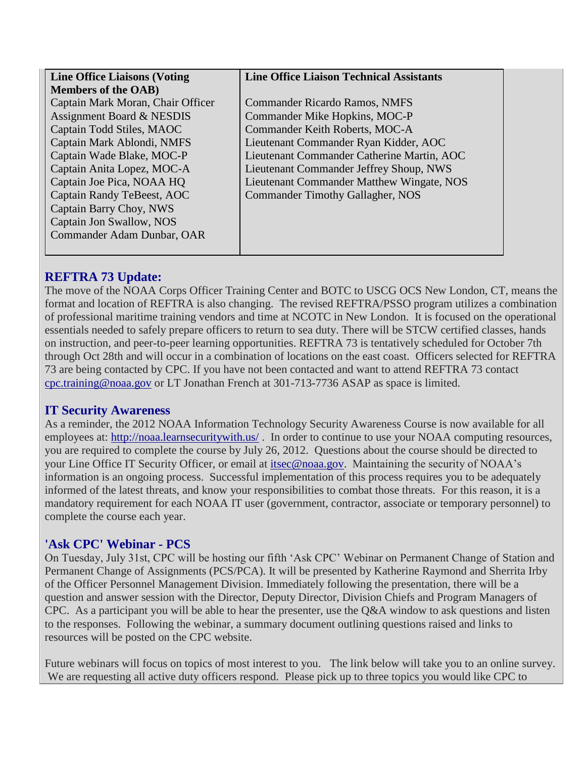| Line Office Liaisons (Voting Members of the OAB) | Line Office Liaison Technical Assistants |
|---|---|
| Captain Mark Moran, Chair Officer Assignment Board & NESDIS | Commander Ricardo Ramos, NMFS |
| Captain Todd Stiles, MAOC | Commander Mike Hopkins, MOC-P |
| Captain Mark Ablondi, NMFS | Commander Keith Roberts, MOC-A |
| Captain Wade Blake, MOC-P | Lieutenant Commander Ryan Kidder, AOC |
| Captain Anita Lopez, MOC-A | Lieutenant Commander Catherine Martin, AOC |
| Captain Joe Pica, NOAA HQ | Lieutenant Commander Jeffrey Shoup, NWS |
| Captain Randy TeBeest, AOC | Lieutenant Commander Matthew Wingate, NOS |
| Captain Barry Choy, NWS | Commander Timothy Gallagher, NOS |
| Captain Jon Swallow, NOS | |
| Commander Adam Dunbar, OAR | |

## REFTRA 73 Update:

The move of the NOAA Corps Officer Training Center and BOTC to USCG OCS New London, CT, means the format and location of REFTRA is also changing. The revised REFTRA/PSSO program utilizes a combination of professional maritime training vendors and time at NCOTC in New London. It is focused on the operational essentials needed to safely prepare officers to return to sea duty. There will be STCW certified classes, hands on instruction, and peer-to-peer learning opportunities. REFTRA 73 is tentatively scheduled for October 7th through Oct 28th and will occur in a combination of locations on the east coast. Officers selected for REFTRA 73 are being contacted by CPC. If you have not been contacted and want to attend REFTRA 73 contact cpc.training@noaa.gov or LT Jonathan French at 301-713-7736 ASAP as space is limited.

## IT Security Awareness

As a reminder, the 2012 NOAA Information Technology Security Awareness Course is now available for all employees at: http://noaa.learnsecuritywith.us/ . In order to continue to use your NOAA computing resources, you are required to complete the course by July 26, 2012. Questions about the course should be directed to your Line Office IT Security Officer, or email at itsec@noaa.gov. Maintaining the security of NOAA's information is an ongoing process. Successful implementation of this process requires you to be adequately informed of the latest threats, and know your responsibilities to combat those threats. For this reason, it is a mandatory requirement for each NOAA IT user (government, contractor, associate or temporary personnel) to complete the course each year.

## 'Ask CPC' Webinar - PCS

On Tuesday, July 31st, CPC will be hosting our fifth 'Ask CPC' Webinar on Permanent Change of Station and Permanent Change of Assignments (PCS/PCA). It will be presented by Katherine Raymond and Sherrita Irby of the Officer Personnel Management Division. Immediately following the presentation, there will be a question and answer session with the Director, Deputy Director, Division Chiefs and Program Managers of CPC. As a participant you will be able to hear the presenter, use the Q&A window to ask questions and listen to the responses. Following the webinar, a summary document outlining questions raised and links to resources will be posted on the CPC website.

Future webinars will focus on topics of most interest to you. The link below will take you to an online survey. We are requesting all active duty officers respond. Please pick up to three topics you would like CPC to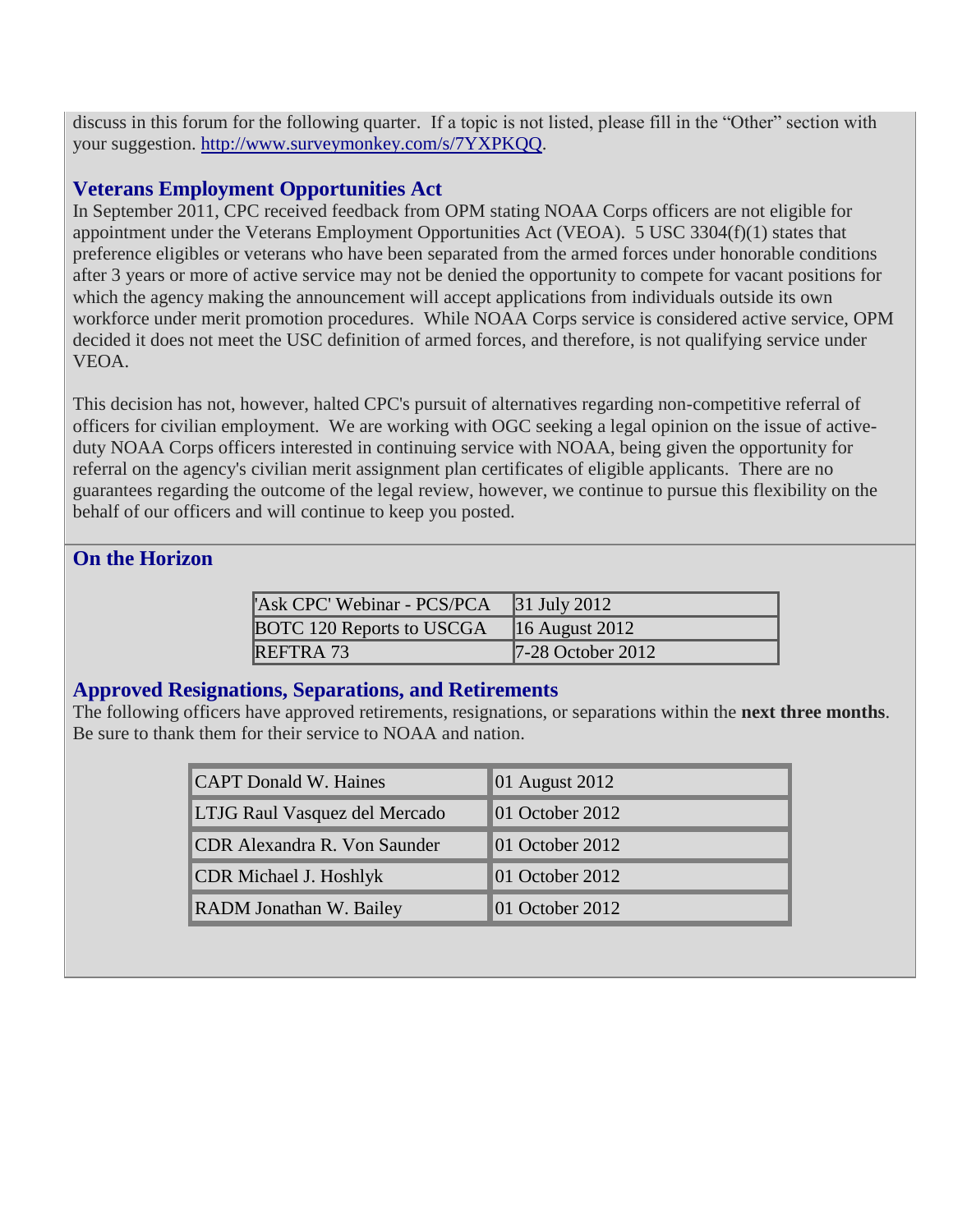discuss in this forum for the following quarter. If a topic is not listed, please fill in the "Other" section with your suggestion. http://www.surveymonkey.com/s/7YXPKQQ.

## Veterans Employment Opportunities Act

In September 2011, CPC received feedback from OPM stating NOAA Corps officers are not eligible for appointment under the Veterans Employment Opportunities Act (VEOA). 5 USC 3304(f)(1) states that preference eligibles or veterans who have been separated from the armed forces under honorable conditions after 3 years or more of active service may not be denied the opportunity to compete for vacant positions for which the agency making the announcement will accept applications from individuals outside its own workforce under merit promotion procedures. While NOAA Corps service is considered active service, OPM decided it does not meet the USC definition of armed forces, and therefore, is not qualifying service under VEOA.

This decision has not, however, halted CPC's pursuit of alternatives regarding non-competitive referral of officers for civilian employment. We are working with OGC seeking a legal opinion on the issue of active-duty NOAA Corps officers interested in continuing service with NOAA, being given the opportunity for referral on the agency's civilian merit assignment plan certificates of eligible applicants. There are no guarantees regarding the outcome of the legal review, however, we continue to pursue this flexibility on the behalf of our officers and will continue to keep you posted.

## On the Horizon

| | |
|---|---|
| 'Ask CPC' Webinar - PCS/PCA | 31 July 2012 |
| BOTC 120 Reports to USCGA | 16 August 2012 |
| REFTRA 73 | 7-28 October 2012 |

## Approved Resignations, Separations, and Retirements

The following officers have approved retirements, resignations, or separations within the **next three months**. Be sure to thank them for their service to NOAA and nation.

| | |
|---|---|
| CAPT Donald W. Haines | 01 August 2012 |
| LTJG Raul Vasquez del Mercado | 01 October 2012 |
| CDR Alexandra R. Von Saunder | 01 October 2012 |
| CDR Michael J. Hoshlyk | 01 October 2012 |
| RADM Jonathan W. Bailey | 01 October 2012 |